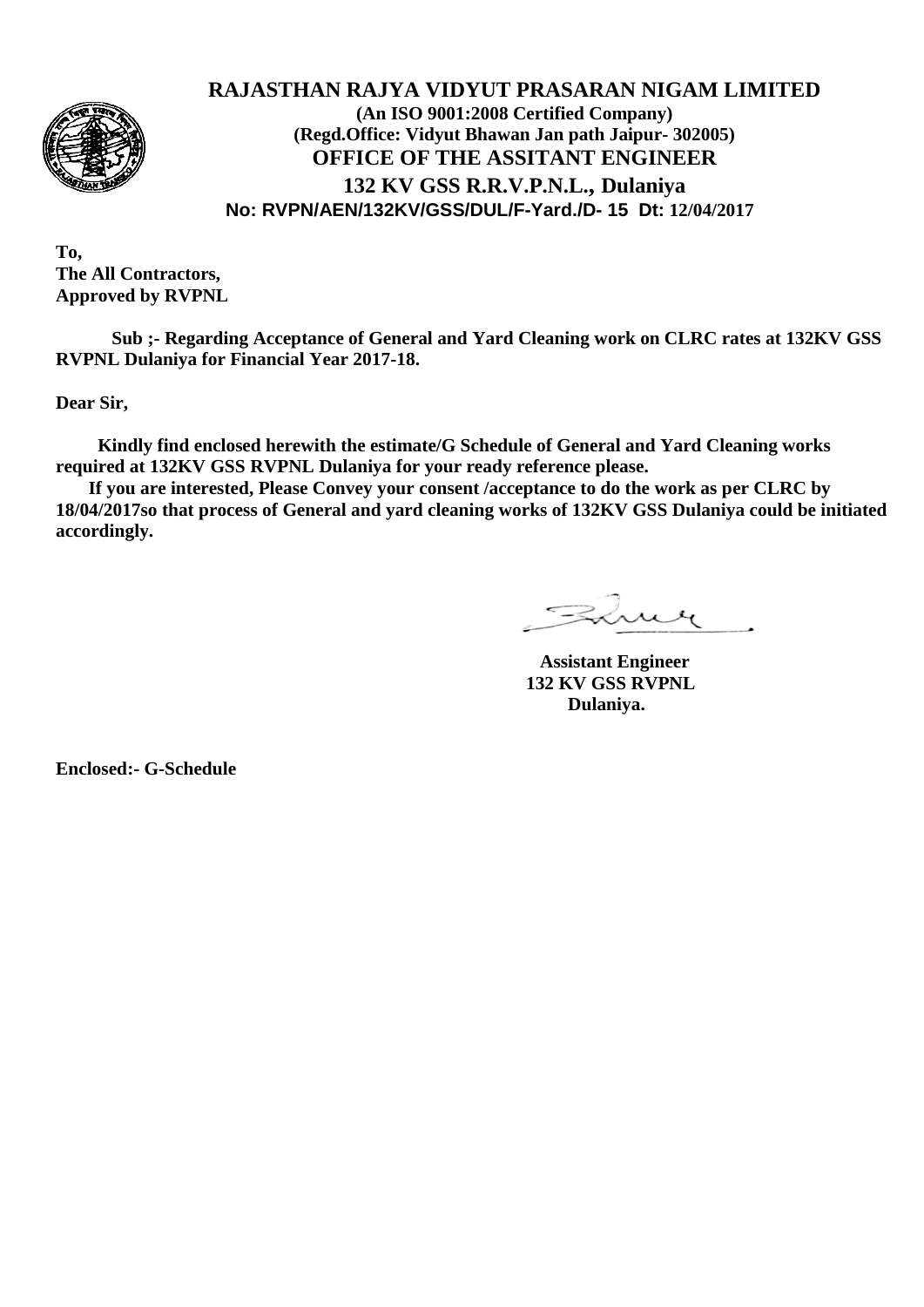# RAJASTHAN RAJYA VIDYUT PRASARAN NIGAM LIMITED

**(An ISO 9001:2008 Certified Company)**
**(Regd.Office: Vidyut Bhawan Jan path Jaipur- 302005)**

## OFFICE OF THE ASSITANT ENGINEER

## 132 KV GSS R.R.V.P.N.L., Dulaniya

**No: RVPN/AEN/132KV/GSS/DUL/F-Yard./D- 15 Dt: 12/04/2017**

**To,**
**The All Contractors,**
**Approved by RVPNL**

**Sub ;- Regarding Acceptance of General and Yard Cleaning work on CLRC rates at 132KV GSS RVPNL Dulaniya for Financial Year 2017-18.**

**Dear Sir,**

**Kindly find enclosed herewith the estimate/G Schedule of General and Yard Cleaning works required at 132KV GSS RVPNL Dulaniya for your ready reference please.**

**If you are interested, Please Convey your consent /acceptance to do the work as per CLRC by 18/04/2017so that process of General and yard cleaning works of 132KV GSS Dulaniya could be initiated accordingly.**

**Assistant Engineer**
**132 KV GSS RVPNL**
**Dulaniya.**

**Enclosed:- G-Schedule**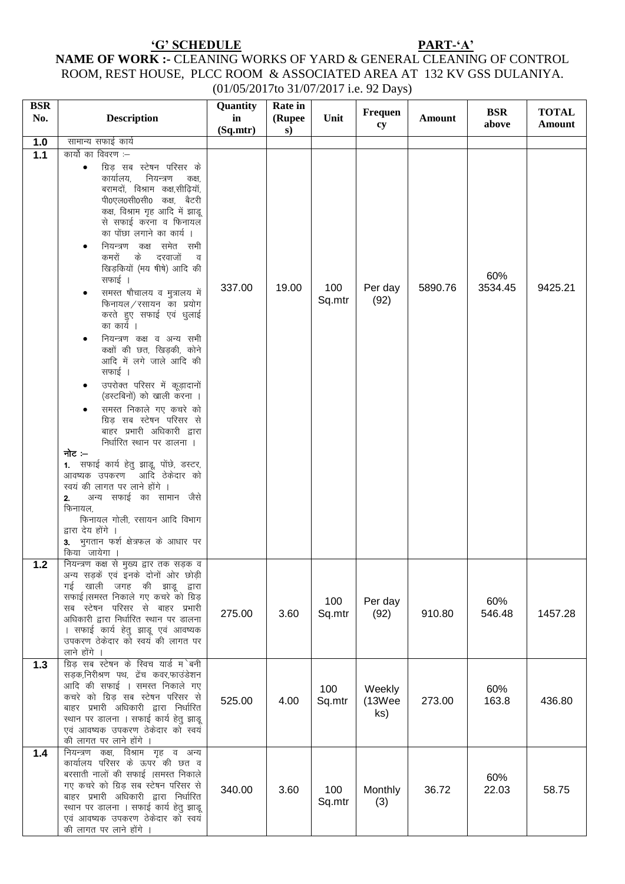**'G' SCHEDULE** **PART-'A'**

**NAME OF WORK :-** CLEANING WORKS OF YARD & GENERAL CLEANING OF CONTROL ROOM, REST HOUSE, PLCC ROOM & ASSOCIATED AREA AT 132 KV GSS DULANIYA.
(01/05/2017to 31/07/2017 i.e. 92 Days)

| BSR No. | Description | Quantity in (Sq.mtr) | Rate in (Rupees) | Unit | Frequency | Amount | BSR above | TOTAL Amount |
|---|---|---|---|---|---|---|---|---|
| 1.0 | सामान्य सफाई कार्य | | | | | | | |
| 1.1 | कार्यो का विवरण :– <br>• ग्रिड़ सब स्टेषन परिसर के कार्यालय, नियन्त्रण कक्ष, बरामदों, विश्राम कक्ष,सीढ़ियॉ, पी0एल0सी0सी0 कक्ष, बैटरी कक्ष, विश्राम गृह आदि में झाडू से सफाई करना व फिनायल का पोंछा लगाने का कार्य ।<br>• नियन्त्रण कक्ष समेत सभी कमरों के दरवाजों व खिड़कियों (मय षीषे) आदि की सफाई ।<br>• समस्त षौचालय व मुत्रालय में फिनायल/रसायन का प्रयोग करते हुए सफाई एवं धुलाई का कार्य ।<br>• नियन्त्रण कक्ष व अन्य सभी कक्षों की छत, खिड़की, कोने आदि में लगे जाले आदि की सफाई ।<br>• उपरोक्त परिसर में कूड़ादानों (डस्टबिनों) को खाली करना ।<br>• समस्त निकाले गए कचरे को ग्रिड़ सब स्टेषन परिसर से बाहर प्रभारी अधिकारी द्वारा निर्धारित स्थान पर डालना ।<br>**नोट :–**<br>**1.** सफाई कार्य हेतु झाडू, पोंछे, डस्टर, आवष्यक उपकरण आदि ठेकेदार को स्वयं की लागत पर लाने होंगे ।<br>**2.** अन्य सफाई का सामान जैसे फिनायल, फिनायल गोली, रसायन आदि विभाग द्वारा देय होंगे ।<br>**3.** भुगतान फर्श क्षेत्रफल के आधार पर किया जायेगा । | 337.00 | 19.00 | 100 Sq.mtr | Per day (92) | 5890.76 | 60% 3534.45 | 9425.21 |
| 1.2 | नियन्त्रण कक्ष से मुख्य द्वार तक सड़क व अन्य सड़कें एवं इनके दोनों ओर छोड़ी गई खाली जगह की झाडू द्वारा सफाई।समस्त निकाले गए कचरे को ग्रिड़ सब स्टेषन परिसर से बाहर प्रभारी अधिकारी द्वारा निर्धारित स्थान पर डालना । सफाई कार्य हेतु झाडू एवं आवष्यक उपकरण ठेकेदार को स्वयं की लागत पर लाने होंगे । | 275.00 | 3.60 | 100 Sq.mtr | Per day (92) | 910.80 | 60% 546.48 | 1457.28 |
| 1.3 | ग्रिड़ सब स्टेषन के स्विच यार्ड म`बनी सड़क,निरीश्रण पथ, ट्रेंच कवर,फाउंडेशन आदि की सफाई । समस्त निकाले गए कचरे को ग्रिड़ सब स्टेषन परिसर से बाहर प्रभारी अधिकारी द्वारा निर्धारित स्थान पर डालना । सफाई कार्य हेतु झाडू एवं आवष्यक उपकरण ठेकेदार को स्वयं की लागत पर लाने होंगे । | 525.00 | 4.00 | 100 Sq.mtr | Weekly (13Weeks) | 273.00 | 60% 163.8 | 436.80 |
| 1.4 | नियन्त्रण कक्ष, विश्राम गृह व अन्य कार्यालय परिसर के ऊपर की छत व बरसाती नालों की सफाई ।समस्त निकाले गए कचरे को ग्रिड़ सब स्टेषन परिसर से बाहर प्रभारी अधिकारी द्वारा निर्धारित स्थान पर डालना । सफाई कार्य हेतु झाडू एवं आवष्यक उपकरण ठेकेदार को स्वयं की लागत पर लाने होंगे । | 340.00 | 3.60 | 100 Sq.mtr | Monthly (3) | 36.72 | 60% 22.03 | 58.75 |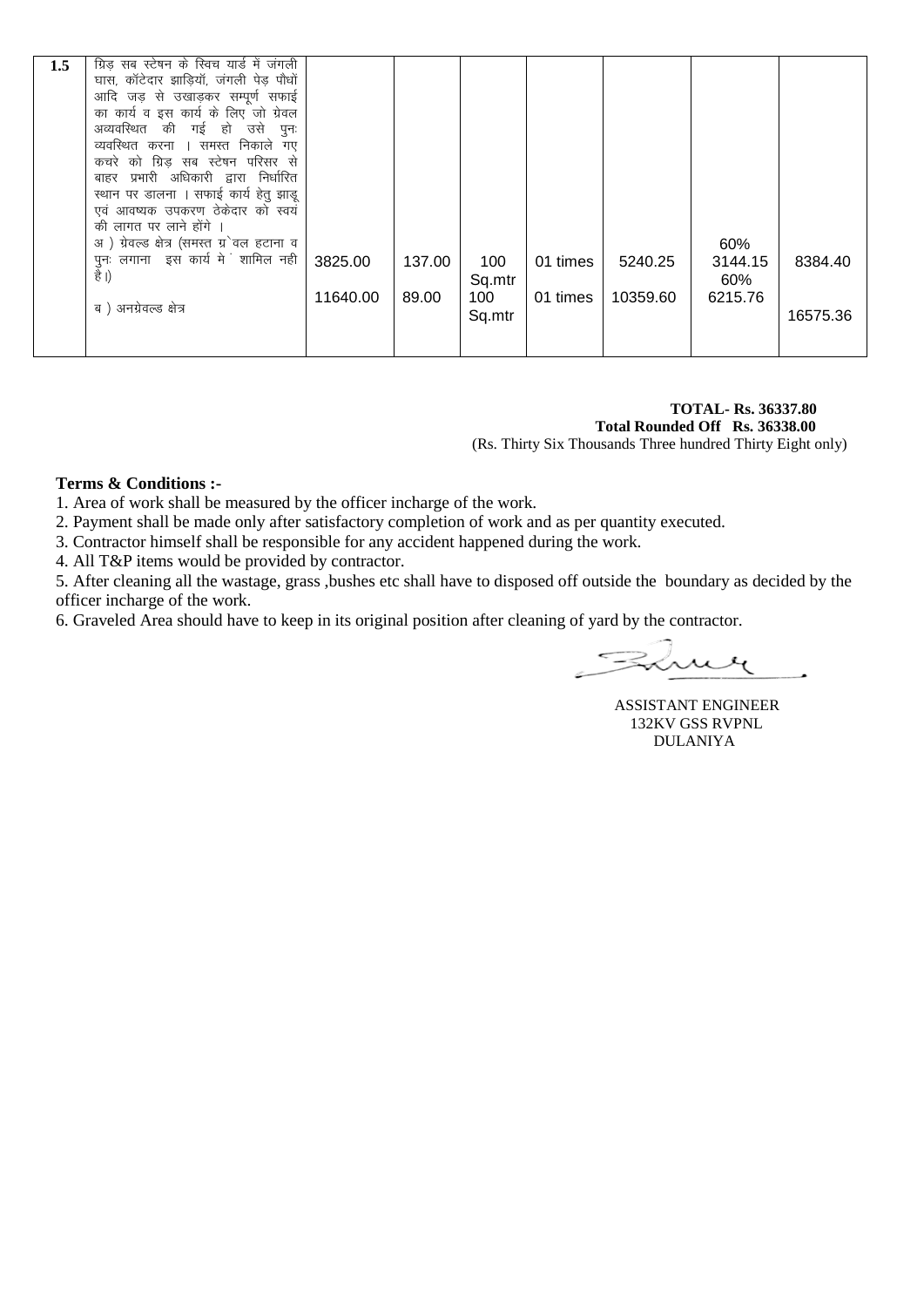| | | | | | | | | |
|---|---|---|---|---|---|---|---|---|
| **1.5** | ग्रिड़ सब स्टेषन के स्विच यार्ड में जंगली घास, कॉंटेदार झाड़ियॉं, जंगली पेड़ पौधों आदि जड़ से उखाड़कर सम्पूर्ण सफाई का कार्य व इस कार्य के लिए जो ग्रेवल अव्यवस्थित की गई हो उसे पुनः व्यवस्थित करना । समस्त निकाले गए कचरे को ग्रिड़ सब स्टेषन परिसर से बाहर प्रभारी अधिकारी द्वारा निर्धारित स्थान पर डालना । सफाई कार्य हेतु झाड़ू एवं आवष्यक उपकरण ठेकेदार को स्वयं की लागत पर लाने होंगे ।<br>अ ) ग्रेवल्ड क्षेत्र (समस्त ग्रेवल हटाना व पुनः लगाना इस कार्य मे शामिल नही है।) | 3825.00 | 137.00 | 100 Sq.mtr | 01 times | 5240.25 | 60% 3144.15 | 8384.40 |
| | ब ) अनग्रेवल्ड क्षेत्र | 11640.00 | 89.00 | 100 Sq.mtr | 01 times | 10359.60 | 60% 6215.76 | 16575.36 |

**TOTAL- Rs. 36337.80**
**Total Rounded Off Rs. 36338.00**
(Rs. Thirty Six Thousands Three hundred Thirty Eight only)

**Terms & Conditions :-**

1. Area of work shall be measured by the officer incharge of the work.
2. Payment shall be made only after satisfactory completion of work and as per quantity executed.
3. Contractor himself shall be responsible for any accident happened during the work.
4. All T&P items would be provided by contractor.
5. After cleaning all the wastage, grass ,bushes etc shall have to disposed off outside the boundary as decided by the officer incharge of the work.
6. Graveled Area should have to keep in its original position after cleaning of yard by the contractor.

ASSISTANT ENGINEER
132KV GSS RVPNL
DULANIYA